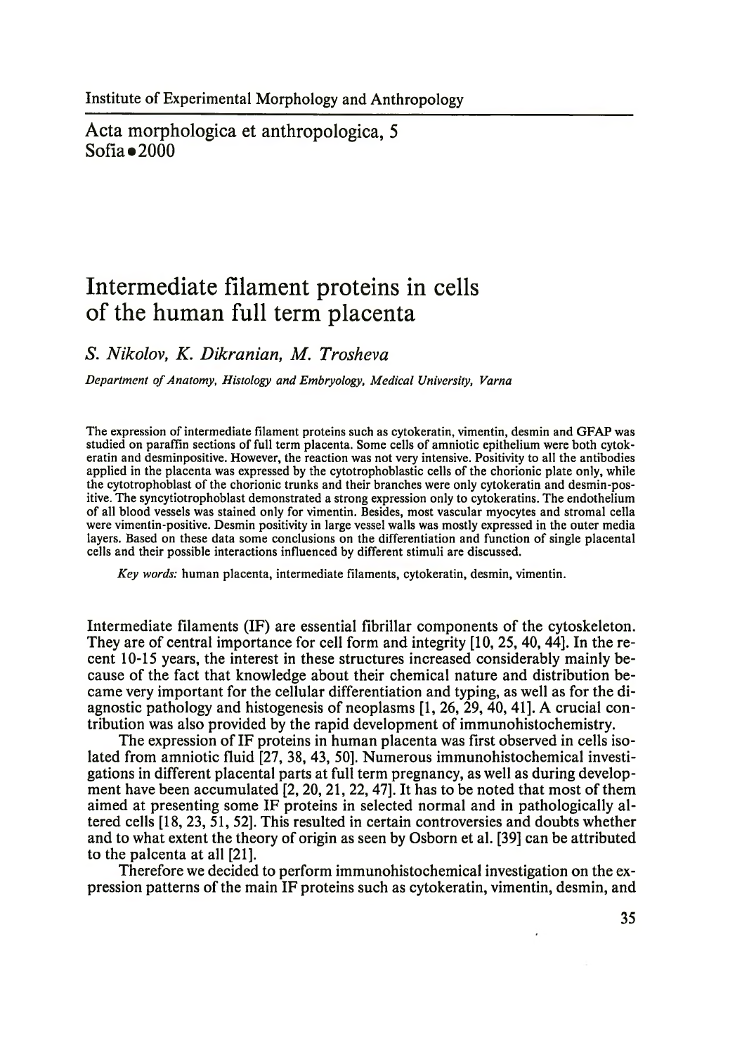Institute of Experimental Morphology and Anthropology

Acta morphologica et anthropologica, 5
Sofia • 2000

# Intermediate filament proteins in cells of the human full term placenta

*S. Nikolov, K. Dikranian, M. Trosheva*

*Department of Anatomy, Histology and Embryology, Medical University, Varna*

The expression of intermediate filament proteins such as cytokeratin, vimentin, desmin and GFAP was studied on paraffin sections of full term placenta. Some cells of amniotic epithelium were both cytokeratin and desminpositive. However, the reaction was not very intensive. Positivity to all the antibodies applied in the placenta was expressed by the cytotrophoblastic cells of the chorionic plate only, while the cytotrophoblast of the chorionic trunks and their branches were only cytokeratin and desmin-positive. The syncytiotrophoblast demonstrated a strong expression only to cytokeratins. The endothelium of all blood vessels was stained only for vimentin. Besides, most vascular myocytes and stromal cella were vimentin-positive. Desmin positivity in large vessel walls was mostly expressed in the outer media layers. Based on these data some conclusions on the differentiation and function of single placental cells and their possible interactions influenced by different stimuli are discussed.

*Key words:* human placenta, intermediate filaments, cytokeratin, desmin, vimentin.

Intermediate filaments (IF) are essential fibrillar components of the cytoskeleton. They are of central importance for cell form and integrity [10, 25, 40, 44]. In the recent 10-15 years, the interest in these structures increased considerably mainly because of the fact that knowledge about their chemical nature and distribution became very important for the cellular differentiation and typing, as well as for the diagnostic pathology and histogenesis of neoplasms [1, 26, 29, 40, 41]. A crucial contribution was also provided by the rapid development of immunohistochemistry.

The expression of IF proteins in human placenta was first observed in cells isolated from amniotic fluid [27, 38, 43, 50]. Numerous immunohistochemical investigations in different placental parts at full term pregnancy, as well as during development have been accumulated [2, 20, 21, 22, 47]. It has to be noted that most of them aimed at presenting some IF proteins in selected normal and in pathologically altered cells [18, 23, 51, 52]. This resulted in certain controversies and doubts whether and to what extent the theory of origin as seen by Osborn et al. [39] can be attributed to the palcenta at all [21].

Therefore we decided to perform immunohistochemical investigation on the expression patterns of the main IF proteins such as cytokeratin, vimentin, desmin, and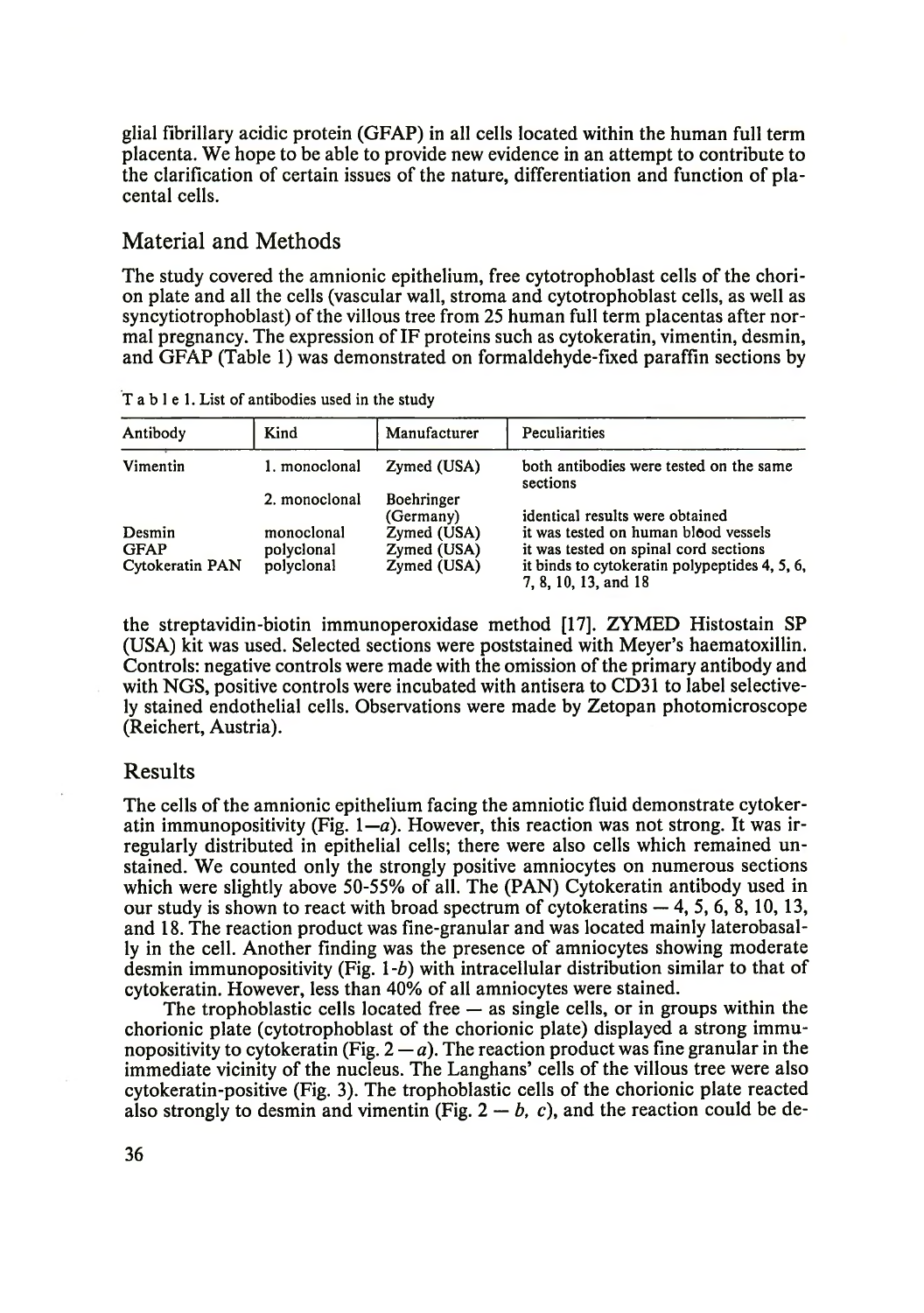glial fibrillary acidic protein (GFAP) in all cells located within the human full term placenta. We hope to be able to provide new evidence in an attempt to contribute to the clarification of certain issues of the nature, differentiation and function of placental cells.

## Material and Methods

The study covered the amnionic epithelium, free cytotrophoblast cells of the chorion plate and all the cells (vascular wall, stroma and cytotrophoblast cells, as well as syncytiotrophoblast) of the villous tree from 25 human full term placentas after normal pregnancy. The expression of IF proteins such as cytokeratin, vimentin, desmin, and GFAP (Table 1) was demonstrated on formaldehyde-fixed paraffin sections by

Table 1. List of antibodies used in the study

| Antibody | Kind | Manufacturer | Peculiarities |
|---|---|---|---|
| Vimentin | 1. monoclonal | Zymed (USA) | both antibodies were tested on the same sections |
| | 2. monoclonal | Boehringer (Germany) | identical results were obtained |
| Desmin | monoclonal | Zymed (USA) | it was tested on human blood vessels |
| GFAP | polyclonal | Zymed (USA) | it was tested on spinal cord sections |
| Cytokeratin PAN | polyclonal | Zymed (USA) | it binds to cytokeratin polypeptides 4, 5, 6, 7, 8, 10, 13, and 18 |

the streptavidin-biotin immunoperoxidase method [17]. ZYMED Histostain SP (USA) kit was used. Selected sections were poststained with Meyer's haematoxillin. Controls: negative controls were made with the omission of the primary antibody and with NGS, positive controls were incubated with antisera to CD31 to label selectively stained endothelial cells. Observations were made by Zetopan photomicroscope (Reichert, Austria).

## Results

The cells of the amnionic epithelium facing the amniotic fluid demonstrate cytokeratin immunopositivity (Fig. 1—*a*). However, this reaction was not strong. It was irregularly distributed in epithelial cells; there were also cells which remained unstained. We counted only the strongly positive amniocytes on numerous sections which were slightly above 50-55% of all. The (PAN) Cytokeratin antibody used in our study is shown to react with broad spectrum of cytokeratins — 4, 5, 6, 8, 10, 13, and 18. The reaction product was fine-granular and was located mainly laterobasally in the cell. Another finding was the presence of amniocytes showing moderate desmin immunopositivity (Fig. 1-*b*) with intracellular distribution similar to that of cytokeratin. However, less than 40% of all amniocytes were stained.

The trophoblastic cells located free — as single cells, or in groups within the chorionic plate (cytotrophoblast of the chorionic plate) displayed a strong immunopositivity to cytokeratin (Fig. 2 — *a*). The reaction product was fine granular in the immediate vicinity of the nucleus. The Langhans' cells of the villous tree were also cytokeratin-positive (Fig. 3). The trophoblastic cells of the chorionic plate reacted also strongly to desmin and vimentin (Fig. 2 — *b, c*), and the reaction could be de-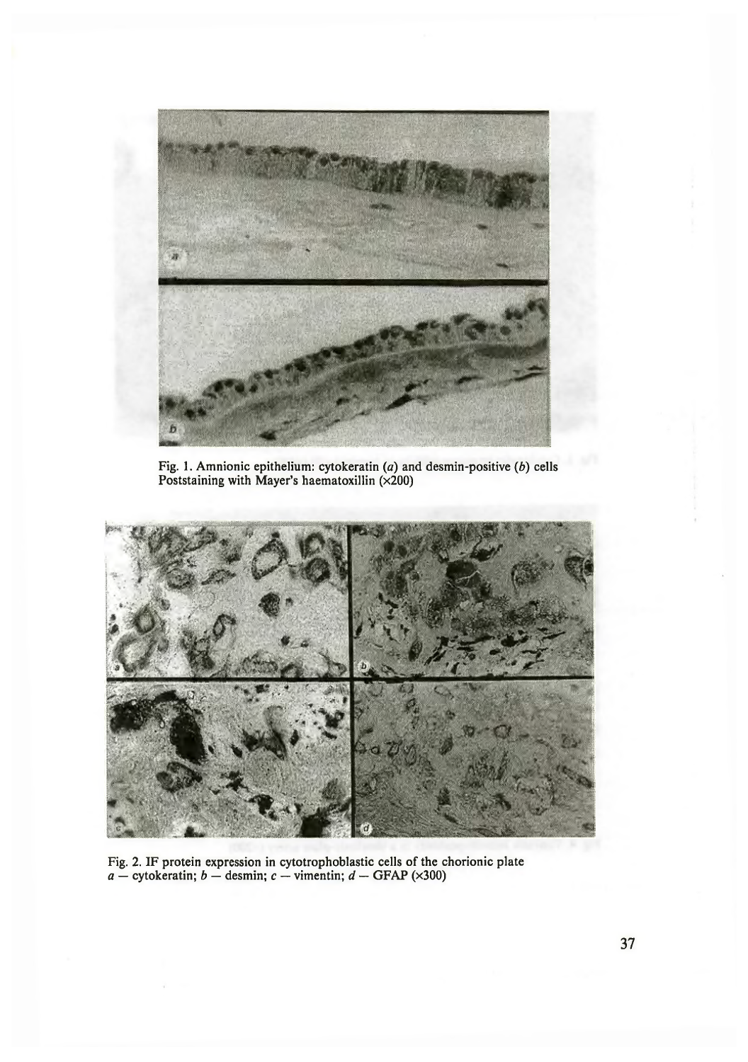Fig. 1. Amnionic epithelium: cytokeratin (*a*) and desmin-positive (*b*) cells
Poststaining with Mayer's haematoxillin (×200)

Fig. 2. IF protein expression in cytotrophoblastic cells of the chorionic plate
*a* — cytokeratin; *b* — desmin; *c* — vimentin; *d* — GFAP (×300)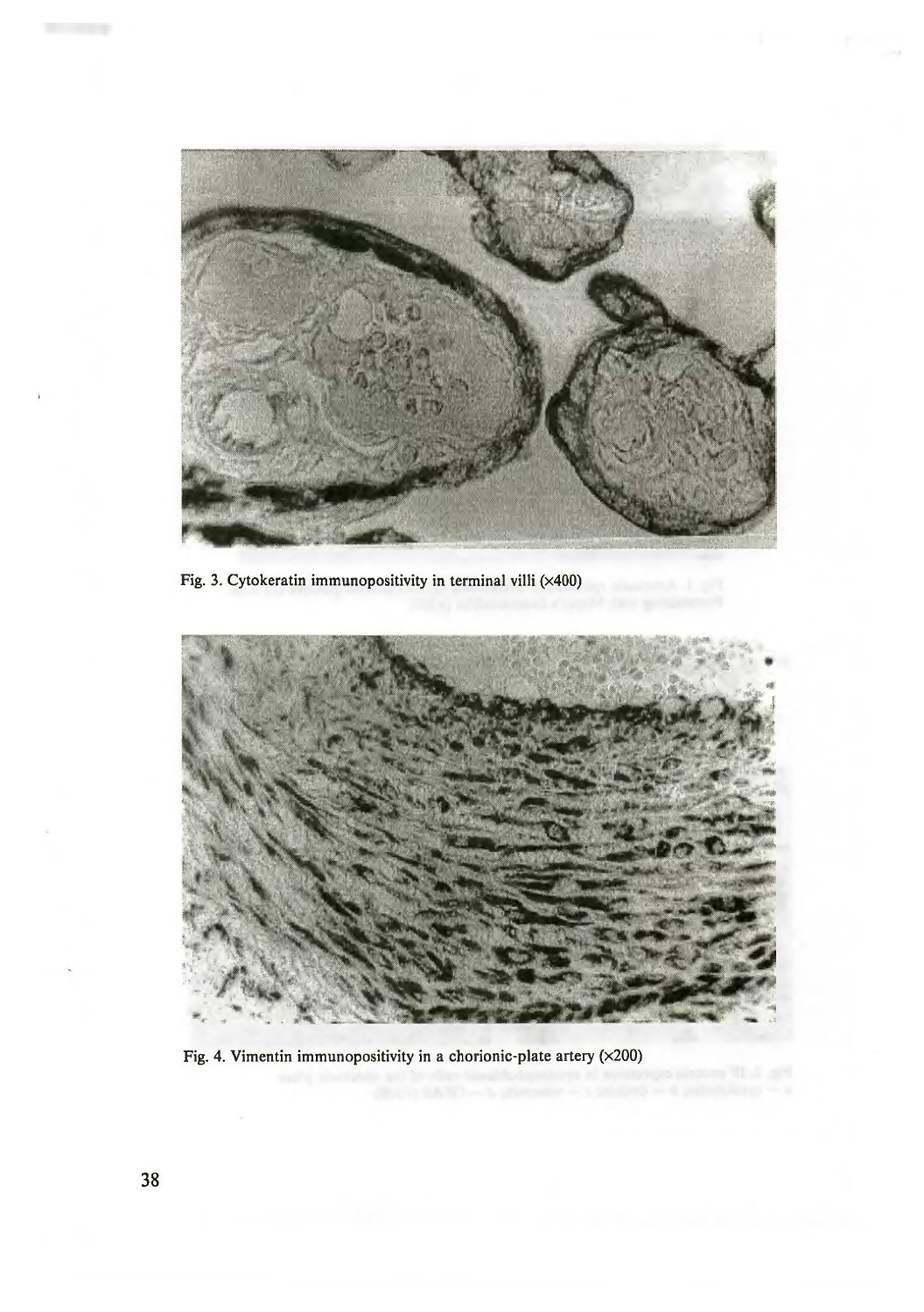Fig. 3. Cytokeratin immunopositivity in terminal villi (×400)

Fig. 4. Vimentin immunopositivity in a chorionic-plate artery (×200)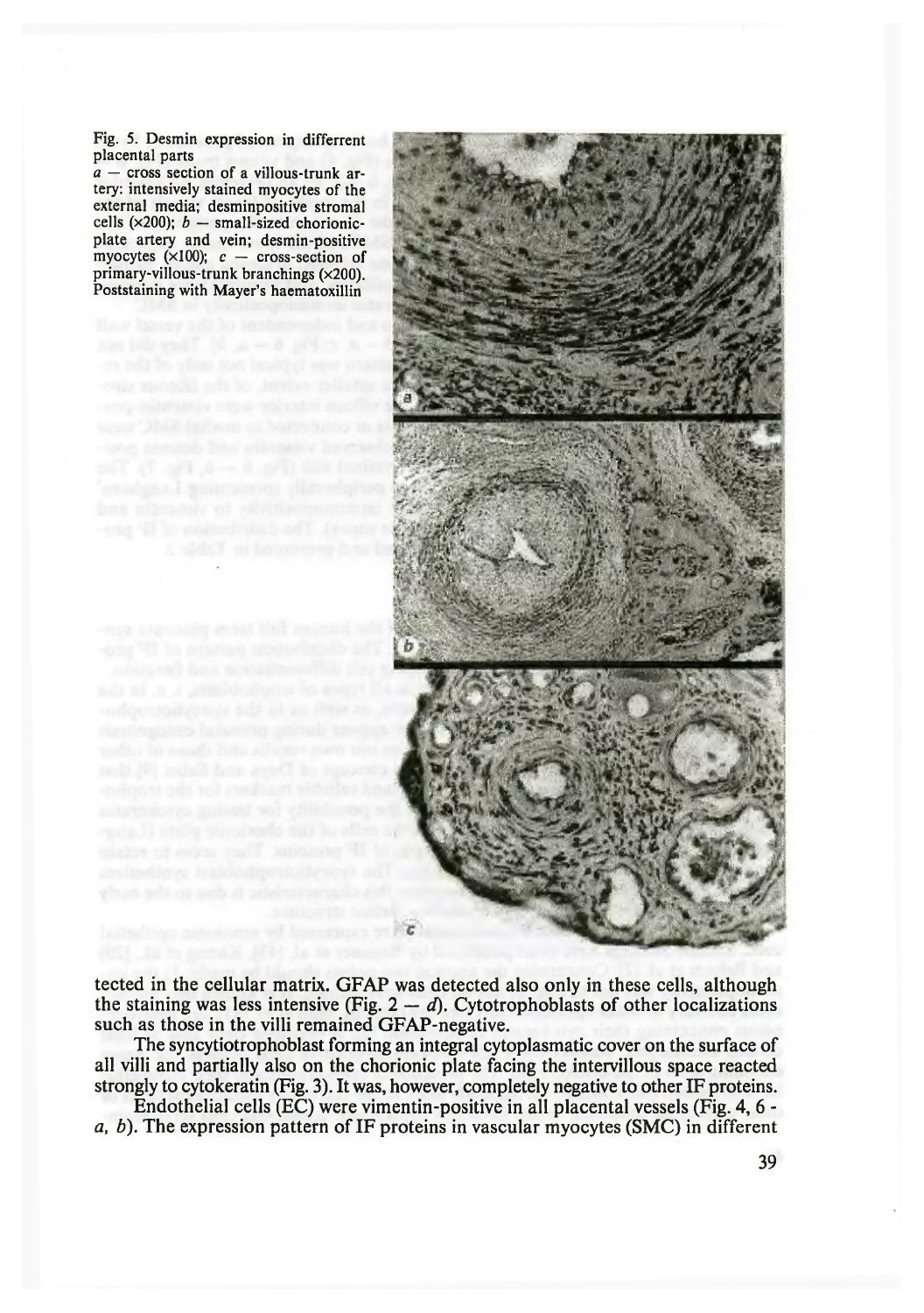Fig. 5. Desmin expression in differrent placental parts
*a* — cross section of a villous-trunk artery: intensively stained myocytes of the external media; desminpositive stromal cells (×200); *b* — small-sized chorionic-plate artery and vein; desmin-positive myocytes (×100); *c* — cross-section of primary-villous-trunk branchings (×200). Poststaining with Mayer's haematoxillin

tected in the cellular matrix. GFAP was detected also only in these cells, although the staining was less intensive (Fig. 2 — *d*). Cytotrophoblasts of other localizations such as those in the villi remained GFAP-negative.

The syncytiotrophoblast forming an integral cytoplasmatic cover on the surface of all villi and partially also on the chorionic plate facing the intervillous space reacted strongly to cytokeratin (Fig. 3). It was, however, completely negative to other IF proteins.

Endothelial cells (EC) were vimentin-positive in all placental vessels (Fig. 4, 6 - *a*, *b*). The expression pattern of IF proteins in vascular myocytes (SMC) in different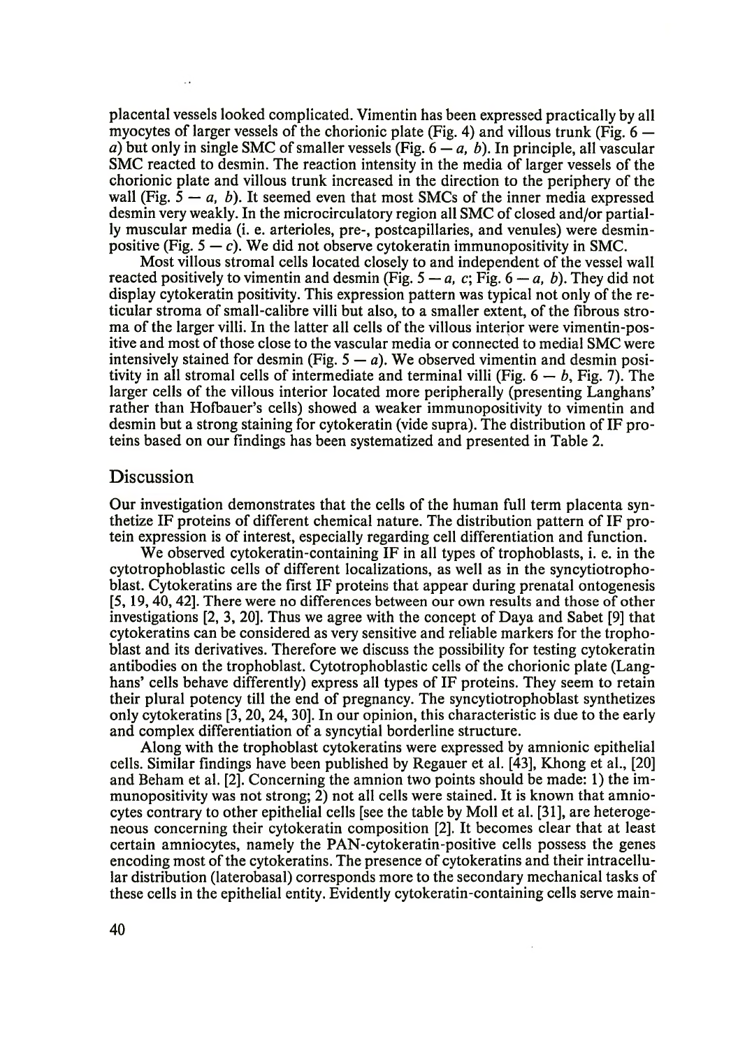placental vessels looked complicated. Vimentin has been expressed practically by all myocytes of larger vessels of the chorionic plate (Fig. 4) and villous trunk (Fig. 6 — *a*) but only in single SMC of smaller vessels (Fig. 6 — *a, b*). In principle, all vascular SMC reacted to desmin. The reaction intensity in the media of larger vessels of the chorionic plate and villous trunk increased in the direction to the periphery of the wall (Fig. 5 — *a, b*). It seemed even that most SMCs of the inner media expressed desmin very weakly. In the microcirculatory region all SMC of closed and/or partially muscular media (i. e. arterioles, pre-, postcapillaries, and venules) were desmin-positive (Fig. 5 — *c*). We did not observe cytokeratin immunopositivity in SMC.

Most villous stromal cells located closely to and independent of the vessel wall reacted positively to vimentin and desmin (Fig. 5 — *a, c*; Fig. 6 — *a, b*). They did not display cytokeratin positivity. This expression pattern was typical not only of the reticular stroma of small-calibre villi but also, to a smaller extent, of the fibrous stroma of the larger villi. In the latter all cells of the villous interior were vimentin-positive and most of those close to the vascular media or connected to medial SMC were intensively stained for desmin (Fig. 5 — *a*). We observed vimentin and desmin positivity in all stromal cells of intermediate and terminal villi (Fig. 6 — *b*, Fig. 7). The larger cells of the villous interior located more peripherally (presenting Langhans' rather than Hofbauer's cells) showed a weaker immunopositivity to vimentin and desmin but a strong staining for cytokeratin (vide supra). The distribution of IF proteins based on our findings has been systematized and presented in Table 2.

## Discussion

Our investigation demonstrates that the cells of the human full term placenta synthetize IF proteins of different chemical nature. The distribution pattern of IF protein expression is of interest, especially regarding cell differentiation and function.

We observed cytokeratin-containing IF in all types of trophoblasts, i. e. in the cytotrophoblastic cells of different localizations, as well as in the syncytiotrophoblast. Cytokeratins are the first IF proteins that appear during prenatal ontogenesis [5, 19, 40, 42]. There were no differences between our own results and those of other investigations [2, 3, 20]. Thus we agree with the concept of Daya and Sabet [9] that cytokeratins can be considered as very sensitive and reliable markers for the trophoblast and its derivatives. Therefore we discuss the possibility for testing cytokeratin antibodies on the trophoblast. Cytotrophoblastic cells of the chorionic plate (Langhans' cells behave differently) express all types of IF proteins. They seem to retain their plural potency till the end of pregnancy. The syncytiotrophoblast synthetizes only cytokeratins [3, 20, 24, 30]. In our opinion, this characteristic is due to the early and complex differentiation of a syncytial borderline structure.

Along with the trophoblast cytokeratins were expressed by amnionic epithelial cells. Similar findings have been published by Regauer et al. [43], Khong et al., [20] and Beham et al. [2]. Concerning the amnion two points should be made: 1) the immunopositivity was not strong; 2) not all cells were stained. It is known that amniocytes contrary to other epithelial cells [see the table by Moll et al. [31], are heterogeneous concerning their cytokeratin composition [2]. It becomes clear that at least certain amniocytes, namely the PAN-cytokeratin-positive cells possess the genes encoding most of the cytokeratins. The presence of cytokeratins and their intracellular distribution (laterobasal) corresponds more to the secondary mechanical tasks of these cells in the epithelial entity. Evidently cytokeratin-containing cells serve main-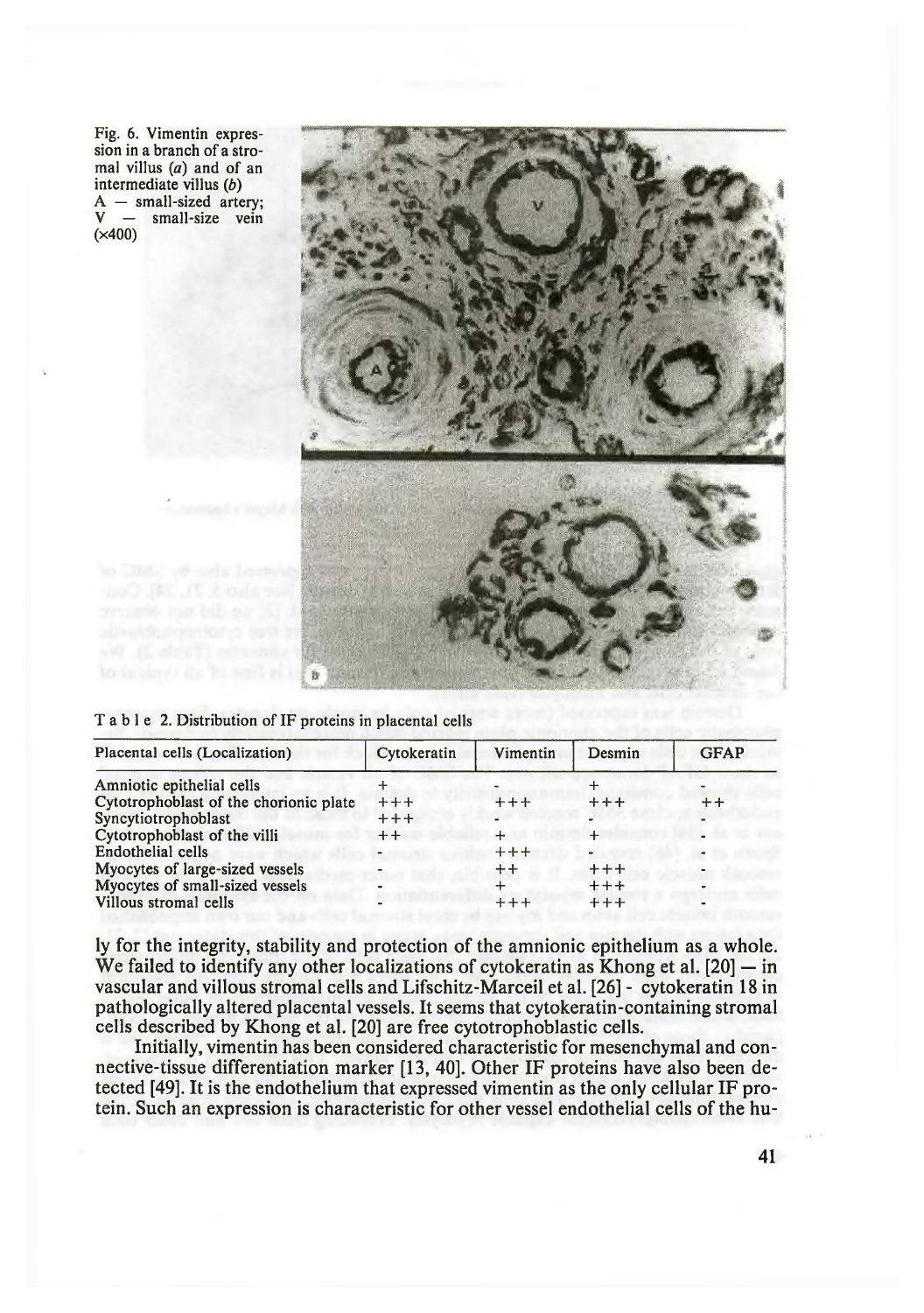Fig. 6. Vimentin expression in a branch of a stromal villus (*a*) and of an intermediate villus (*b*)
A — small-sized artery; V — small-size vein (×400)

T a b l e 2. Distribution of IF proteins in placental cells

| Placental cells (Localization) | Cytokeratin | Vimentin | Desmin | GFAP |
|---|---|---|---|---|
| Amniotic epithelial cells | + | | + | |
| Cytotrophoblast of the chorionic plate | +++ | +++ | +++ | ++ |
| Syncytiotrophoblast | +++ | | | |
| Cytotrophoblast of the villi | ++ | + | + | - |
| Endothelial cells | | +++ | | |
| Myocytes of large-sized vessels | - | ++ | +++ | - |
| Myocytes of small-sized vessels | - | + | +++ | - |
| Villous stromal cells | | +++ | +++ | - |

ly for the integrity, stability and protection of the amnionic epithelium as a whole. We failed to identify any other localizations of cytokeratin as Khong et al. [20] — in vascular and villous stromal cells and Lifschitz-Marceil et al. [26] - cytokeratin 18 in pathologically altered placental vessels. It seems that cytokeratin-containing stromal cells described by Khong et al. [20] are free cytotrophoblastic cells.

Initially, vimentin has been considered characteristic for mesenchymal and connective-tissue differentiation marker [13, 40]. Other IF proteins have also been detected [49]. It is the endothelium that expressed vimentin as the only cellular IF protein. Such an expression is characteristic for other vessel endothelial cells of the hu-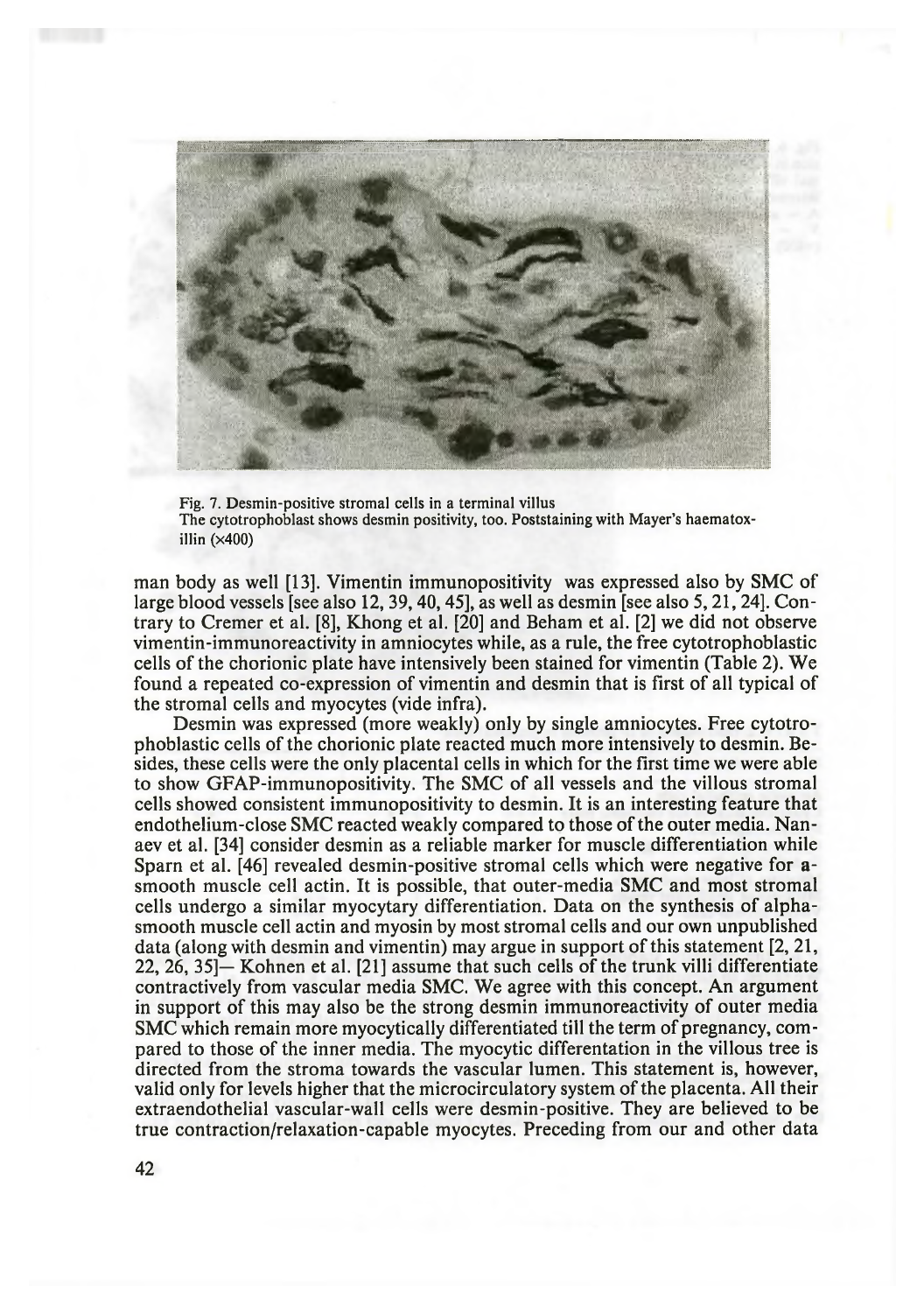Fig. 7. Desmin-positive stromal cells in a terminal villus
The cytotrophoblast shows desmin positivity, too. Poststaining with Mayer's haematoxillin (×400)

man body as well [13]. Vimentin immunopositivity was expressed also by SMC of large blood vessels [see also 12, 39, 40, 45], as well as desmin [see also 5, 21, 24]. Contrary to Cremer et al. [8], Khong et al. [20] and Beham et al. [2] we did not observe vimentin-immunoreactivity in amniocytes while, as a rule, the free cytotrophoblastic cells of the chorionic plate have intensively been stained for vimentin (Table 2). We found a repeated co-expression of vimentin and desmin that is first of all typical of the stromal cells and myocytes (vide infra).

Desmin was expressed (more weakly) only by single amniocytes. Free cytotrophoblastic cells of the chorionic plate reacted much more intensively to desmin. Besides, these cells were the only placental cells in which for the first time we were able to show GFAP-immunopositivity. The SMC of all vessels and the villous stromal cells showed consistent immunopositivity to desmin. It is an interesting feature that endothelium-close SMC reacted weakly compared to those of the outer media. Nanaev et al. [34] consider desmin as a reliable marker for muscle differentiation while Sparn et al. [46] revealed desmin-positive stromal cells which were negative for a-smooth muscle cell actin. It is possible, that outer-media SMC and most stromal cells undergo a similar myocytary differentiation. Data on the synthesis of alpha-smooth muscle cell actin and myosin by most stromal cells and our own unpublished data (along with desmin and vimentin) may argue in support of this statement [2, 21, 22, 26, 35]— Kohnen et al. [21] assume that such cells of the trunk villi differentiate contractively from vascular media SMC. We agree with this concept. An argument in support of this may also be the strong desmin immunoreactivity of outer media SMC which remain more myocytically differentiated till the term of pregnancy, compared to those of the inner media. The myocytic differentation in the villous tree is directed from the stroma towards the vascular lumen. This statement is, however, valid only for levels higher that the microcirculatory system of the placenta. All their extraendothelial vascular-wall cells were desmin-positive. They are believed to be true contraction/relaxation-capable myocytes. Preceding from our and other data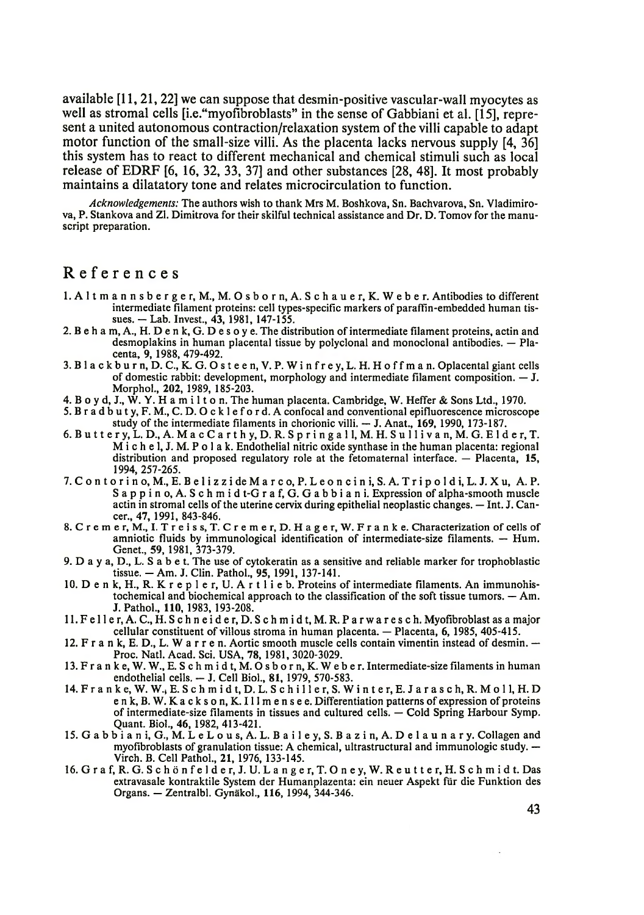available [11, 21, 22] we can suppose that desmin-positive vascular-wall myocytes as well as stromal cells [i.e."myofibroblasts" in the sense of Gabbiani et al. [15], represent a united autonomous contraction/relaxation system of the villi capable to adapt motor function of the small-size villi. As the placenta lacks nervous supply [4, 36] this system has to react to different mechanical and chemical stimuli such as local release of EDRF [6, 16, 32, 33, 37] and other substances [28, 48]. It most probably maintains a dilatatory tone and relates microcirculation to function.

*Acknowledgements:* The authors wish to thank Mrs M. Boshkova, Sn. Bachvarova, Sn. Vladimirova, P. Stankova and Zl. Dimitrova for their skilful technical assistance and Dr. D. Tomov for the manuscript preparation.

## References

1. Altmannsberger, M., M. Osborn, A. Schauer, K. Weber. Antibodies to different intermediate filament proteins: cell types-specific markers of paraffin-embedded human tissues. — Lab. Invest., **43**, 1981, 147-155.
2. Beham, A., H. Denk, G. Desoye. The distribution of intermediate filament proteins, actin and desmoplakins in human placental tissue by polyclonal and monoclonal antibodies. — Placenta, **9**, 1988, 479-492.
3. Blackburn, D. C., K. G. Osteen, V. P. Winfrey, L. H. Hoffman. Oplacental giant cells of domestic rabbit: development, morphology and intermediate filament composition. — J. Morphol., **202**, 1989, 185-203.
4. Boyd, J., W. Y. Hamilton. The human placenta. Cambridge, W. Heffer & Sons Ltd., 1970.
5. Bradbuty, F. M., C. D. Ockleford. A confocal and conventional epifluorescence microscope study of the intermediate filaments in chorionic villi. — J. Anat., **169**, 1990, 173-187.
6. Buttery, L. D., A. MacCarthy, D. R. Springall, M. H. Sullivan, M. G. Elder, T. Michel, J. M. Polak. Endothelial nitric oxide synthase in the human placenta: regional distribution and proposed regulatory role at the fetomaternal interface. — Placenta, **15**, 1994, 257-265.
7. Contorino, M., E. Belizzi de Marco, P. Leoncini, S. A. Tripoldi, L. J. Xu, A. P. Sappino, A. Schmidt-Graf, G. Gabbiani. Expression of alpha-smooth muscle actin in stromal cells of the uterine cervix during epithelial neoplastic changes. — Int. J. Cancer., **47**, 1991, 843-846.
8. Cremer, M., I. Treiss, T. Cremer, D. Hager, W. Franke. Characterization of cells of amniotic fluids by immunological identification of intermediate-size filaments. — Hum. Genet., **59**, 1981, 373-379.
9. Daya, D., L. Sabet. The use of cytokeratin as a sensitive and reliable marker for trophoblastic tissue. — Am. J. Clin. Pathol., **95**, 1991, 137-141.
10. Denk, H., R. Krepler, U. Artlieb. Proteins of intermediate filaments. An immunohistochemical and biochemical approach to the classification of the soft tissue tumors. — Am. J. Pathol., **110**, 1983, 193-208.
11. Feller, A. C., H. Schneider, D. Schmidt, M. R. Parwaresch. Myofibroblast as a major cellular constituent of villous stroma in human placenta. — Placenta, **6**, 1985, 405-415.
12. Frank, E. D., L. Warren. Aortic smooth muscle cells contain vimentin instead of desmin. — Proc. Natl. Acad. Sci. USA, **78**, 1981, 3020-3029.
13. Franke, W. W., E. Schmidt, M. Osborn, K. Weber. Intermediate-size filaments in human endothelial cells. — J. Cell Biol., **81**, 1979, 570-583.
14. Franke, W. W., E. Schmidt, D. L. Schiller, S. Winter, E. Jarasch, R. Moll, H. Denk, B. W. Kackson, K. Illmensee. Differentiation patterns of expression of proteins of intermediate-size filaments in tissues and cultured cells. — Cold Spring Harbour Symp. Quant. Biol., **46**, 1982, 413-421.
15. Gabbiani, G., M. LeLous, A. L. Bailey, S. Bazin, A. Delaunary. Collagen and myofibroblasts of granulation tissue: A chemical, ultrastructural and immunologic study. — Virch. B. Cell Pathol., **21**, 1976, 133-145.
16. Graf, R. G. Schönfelder, J. U. Langer, T. Oney, W. Reutter, H. Schmidt. Das extravasale kontraktile System der Humanplazenta: ein neuer Aspekt für die Funktion des Organs. — Zentralbl. Gynäkol., **116**, 1994, 344-346.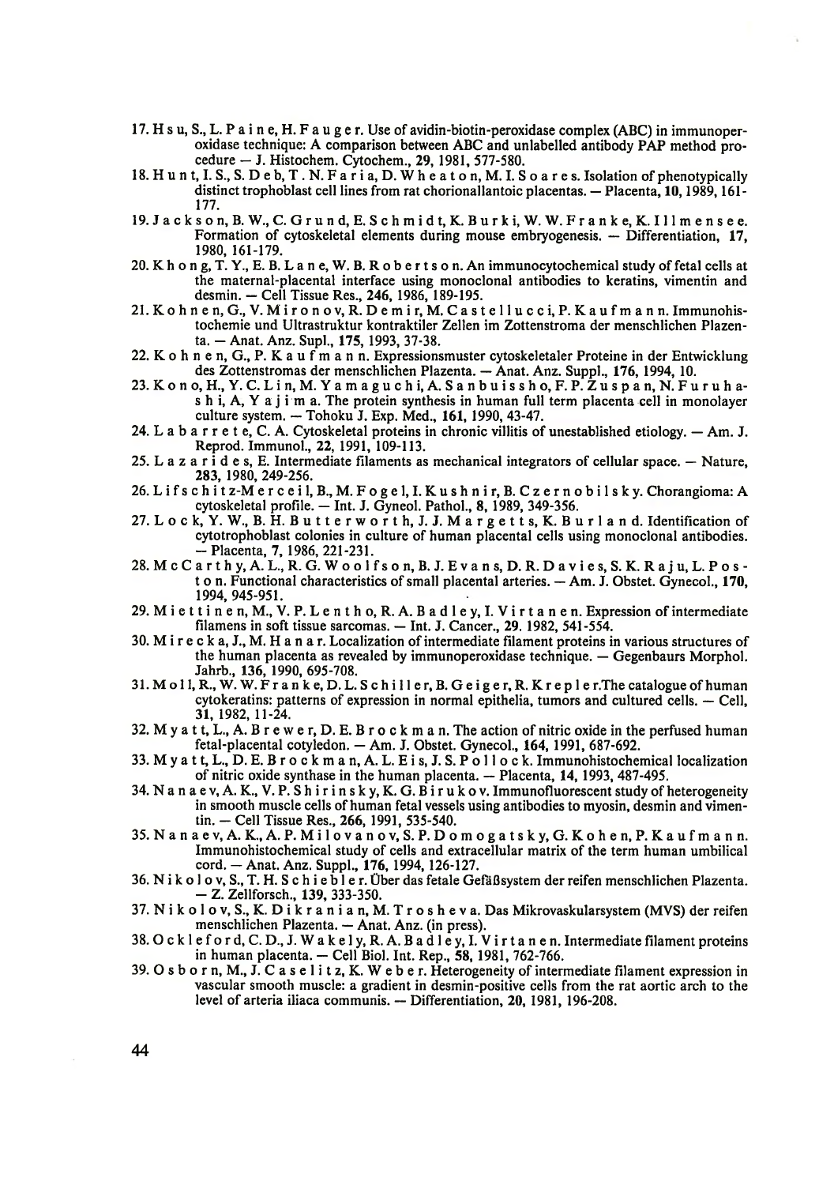17. Hsu, S., L. Paine, H. Fauger. Use of avidin-biotin-peroxidase complex (ABC) in immunoperoxidase technique: A comparison between ABC and unlabelled antibody PAP method procedure — J. Histochem. Cytochem., **29**, 1981, 577-580.
18. Hunt, I. S., S. Deb, T. N. Faria, D. Wheaton, M. I. Soares. Isolation of phenotypically distinct trophoblast cell lines from rat chorionallantoic placentas. — Placenta, **10**, 1989, 161-177.
19. Jackson, B. W., C. Grund, E. Schmidt, K. Burki, W. W. Franke, K. Illmensee. Formation of cytoskeletal elements during mouse embryogenesis. — Differentiation, **17**, 1980, 161-179.
20. Khong, T. Y., E. B. Lane, W. B. Robertson. An immunocytochemical study of fetal cells at the maternal-placental interface using monoclonal antibodies to keratins, vimentin and desmin. — Cell Tissue Res., **246**, 1986, 189-195.
21. Kohnen, G., V. Mironov, R. Demir, M. Castellucci, P. Kaufmann. Immunohistochemie und Ultrastruktur kontraktiler Zellen im Zottenstroma der menschlichen Plazenta. — Anat. Anz. Supl., **175**, 1993, 37-38.
22. Kohnen, G., P. Kaufmann. Expressionsmuster cytoskeletaler Proteine in der Entwicklung des Zottenstromas der menschlichen Plazenta. — Anat. Anz. Suppl., **176**, 1994, 10.
23. Kono, H., Y. C. Lin, M. Yamaguchi, A. Sanbuissho, F. P. Zuspan, N. Furuhashi, A, Yajima. The protein synthesis in human full term placenta cell in monolayer culture system. — Tohoku J. Exp. Med., **161**, 1990, 43-47.
24. Labarrete, C. A. Cytoskeletal proteins in chronic villitis of unestablished etiology. — Am. J. Reprod. Immunol., **22**, 1991, 109-113.
25. Lazarides, E. Intermediate filaments as mechanical integrators of cellular space. — Nature, **283**, 1980, 249-256.
26. Lifschitz-Merceil, B., M. Fogel, I. Kushnir, B. Czernobilsky. Chorangioma: A cytoskeletal profile. — Int. J. Gyneol. Pathol., **8**, 1989, 349-356.
27. Lock, Y. W., B. H. Butterworth, J. J. Margetts, K. Burland. Identification of cytotrophoblast colonies in culture of human placental cells using monoclonal antibodies. — Placenta, **7**, 1986, 221-231.
28. McCarthy, A. L., R. G. Woolfson, B. J. Evans, D. R. Davies, S. K. Raju, L. Poston. Functional characteristics of small placental arteries. — Am. J. Obstet. Gynecol., **170**, 1994, 945-951.
29. Miettinen, M., V. P. Lentho, R. A. Badley, I. Virtanen. Expression of intermediate filamens in soft tissue sarcomas. — Int. J. Cancer., **29**. 1982, 541-554.
30. Mirecka, J., M. Hanar. Localization of intermediate filament proteins in various structures of the human placenta as revealed by immunoperoxidase technique. — Gegenbaurs Morphol. Jahrb., **136**, 1990, 695-708.
31. Moll, R., W. W. Franke, D. L. Schiller, B. Geiger, R. Krepler.The catalogue of human cytokeratins: patterns of expression in normal epithelia, tumors and cultured cells. — Cell, **31**, 1982, 11-24.
32. Myatt, L., A. Brewer, D. E. Brockman. The action of nitric oxide in the perfused human fetal-placental cotyledon. — Am. J. Obstet. Gynecol., **164**, 1991, 687-692.
33. Myatt, L., D. E. Brockman, A. L. Eis, J. S. Pollock. Immunohistochemical localization of nitric oxide synthase in the human placenta. — Placenta, **14**, 1993, 487-495.
34. Nanaev, A. K., V. P. Shirinsky, K. G. Birukov. Immunofluorescent study of heterogeneity in smooth muscle cells of human fetal vessels using antibodies to myosin, desmin and vimentin. — Cell Tissue Res., **266**, 1991, 535-540.
35. Nanaev, A. K., A. P. Milovanov, S. P. Domogatsky, G. Kohen, P. Kaufmann. Immunohistochemical study of cells and extracellular matrix of the term human umbilical cord. — Anat. Anz. Suppl., **176**, 1994, 126-127.
36. Nikolov, S., T. H. Schiebler. Über das fetale Gefäßsystem der reifen menschlichen Plazenta. — Z. Zellforsch., **139**, 333-350.
37. Nikolov, S., K. Dikranian, M. Trosheva. Das Mikrovaskularsystem (MVS) der reifen menschlichen Plazenta. — Anat. Anz. (in press).
38. Ockleford, C. D., J. Wakely, R. A. Badley, I. Virtanen. Intermediate filament proteins in human placenta. — Cell Biol. Int. Rep., **58**, 1981, 762-766.
39. Osborn, M., J. Caselitz, K. Weber. Heterogeneity of intermediate filament expression in vascular smooth muscle: a gradient in desmin-positive cells from the rat aortic arch to the level of arteria iliaca communis. — Differentiation, **20**, 1981, 196-208.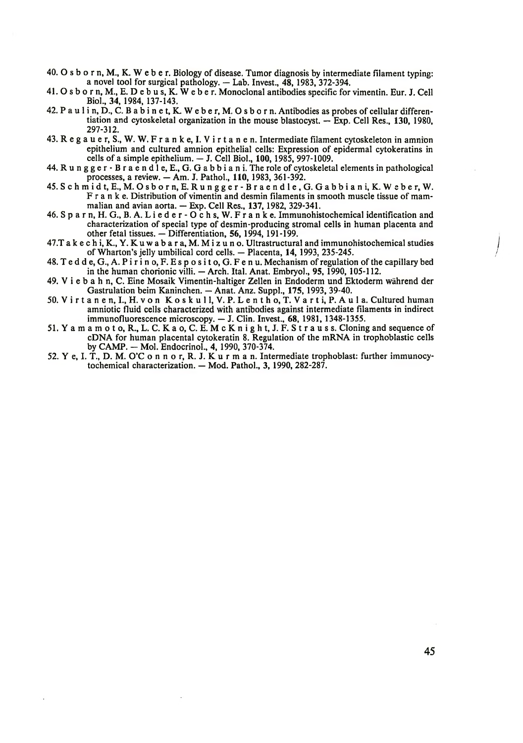40. Osborn, M., K. Weber. Biology of disease. Tumor diagnosis by intermediate filament typing: a novel tool for surgical pathology. — Lab. Invest., **48**, 1983, 372-394.
41. Osborn, M., E. Debus, K. Weber. Monoclonal antibodies specific for vimentin. Eur. J. Cell Biol., **34**, 1984, 137-143.
42. Paulin, D., C. Babinet, K. Weber, M. Osborn. Antibodies as probes of cellular differentiation and cytoskeletal organization in the mouse blastocyst. — Exp. Cell Res., **130**, 1980, 297-312.
43. Regauer, S., W. W. Franke, I. Virtanen. Intermediate filament cytoskeleton in amnion epithelium and cultured amnion epithelial cells: Expression of epidermal cytokeratins in cells of a simple epithelium. — J. Cell Biol., **100**, 1985, 997-1009.
44. Rungger-Braendle, E., G. Gabbiani. The role of cytoskeletal elements in pathological processes, a review. — Am. J. Pathol., **110**, 1983, 361-392.
45. Schmidt, E., M. Osborn, E. Rungger-Braendle, G. Gabbiani, K. Weber, W. Franke. Distribution of vimentin and desmin filaments in smooth muscle tissue of mammalian and avian aorta. — Exp. Cell Res., **137**, 1982, 329-341.
46. Sparn, H. G., B. A. Lieder-Ochs, W. Franke. Immunohistochemical identification and characterization of special type of desmin-producing stromal cells in human placenta and other fetal tissues. — Differentiation, **56**, 1994, 191-199.
47. Takechi, K., Y. Kuwabara, M. Mizuno. Ultrastructural and immunohistochemical studies of Wharton's jelly umbilical cord cells. — Placenta, **14**, 1993, 235-245.
48. Tedde, G., A. Pirino, F. Esposito, G. Fenu. Mechanism of regulation of the capillary bed in the human chorionic villi. — Arch. Ital. Anat. Embryol., **95**, 1990, 105-112.
49. Viebahn, C. Eine Mosaik Vimentin-haltiger Zellen in Endoderm und Ektoderm während der Gastrulation beim Kaninchen. — Anat. Anz. Suppl., **175**, 1993, 39-40.
50. Virtanen, I., H. von Koskull, V. P. Lentho, T. Varti, P. Aula. Cultured human amniotic fluid cells characterized with antibodies against intermediate filaments in indirect immunofluorescence microscopy. — J. Clin. Invest., **68**, 1981, 1348-1355.
51. Yamamoto, R., L. C. Kao, C. E. McKnight, J. F. Strauss. Cloning and sequence of cDNA for human placental cytokeratin 8. Regulation of the mRNA in trophoblastic cells by CAMP. — Mol. Endocrinol., **4**, 1990, 370-374.
52. Ye, I. T., D. M. O'Connor, R. J. Kurman. Intermediate trophoblast: further immunocytochemical characterization. — Mod. Pathol., **3**, 1990, 282-287.